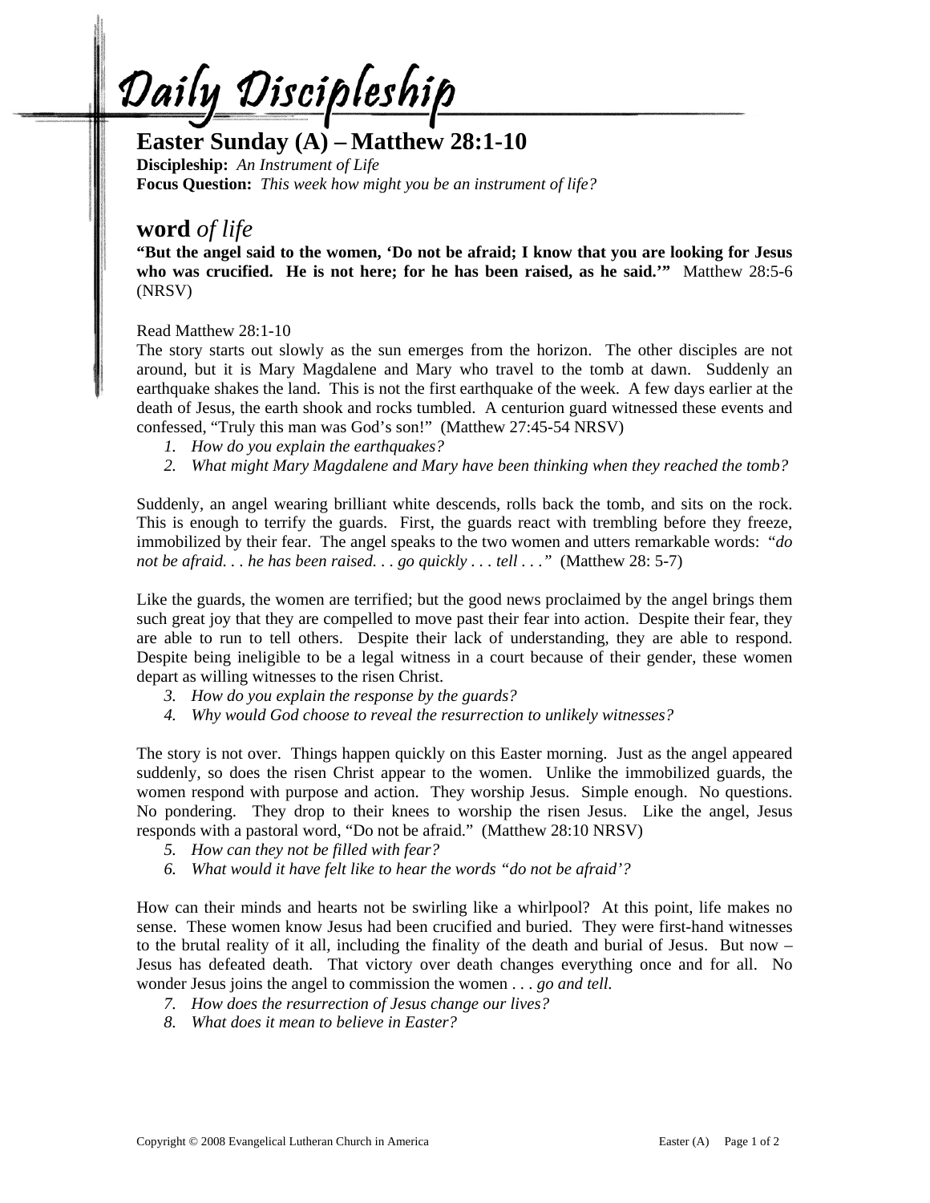# Daily Discipleship

## Easter Sunday (A) – Matthew 28:1-10

**Discipleship:** *An Instrument of Life*
**Focus Question:** *This week how might you be an instrument of life?*

## **word** *of life*

**"But the angel said to the women, 'Do not be afraid; I know that you are looking for Jesus who was crucified. He is not here; for he has been raised, as he said.'"** Matthew 28:5-6 (NRSV)

Read Matthew 28:1-10
The story starts out slowly as the sun emerges from the horizon. The other disciples are not around, but it is Mary Magdalene and Mary who travel to the tomb at dawn. Suddenly an earthquake shakes the land. This is not the first earthquake of the week. A few days earlier at the death of Jesus, the earth shook and rocks tumbled. A centurion guard witnessed these events and confessed, "Truly this man was God's son!" (Matthew 27:45-54 NRSV)

1. *How do you explain the earthquakes?*
2. *What might Mary Magdalene and Mary have been thinking when they reached the tomb?*

Suddenly, an angel wearing brilliant white descends, rolls back the tomb, and sits on the rock. This is enough to terrify the guards. First, the guards react with trembling before they freeze, immobilized by their fear. The angel speaks to the two women and utters remarkable words: "*do not be afraid. . . he has been raised. . . go quickly . . . tell . . .*" (Matthew 28: 5-7)

Like the guards, the women are terrified; but the good news proclaimed by the angel brings them such great joy that they are compelled to move past their fear into action. Despite their fear, they are able to run to tell others. Despite their lack of understanding, they are able to respond. Despite being ineligible to be a legal witness in a court because of their gender, these women depart as willing witnesses to the risen Christ.

3. *How do you explain the response by the guards?*
4. *Why would God choose to reveal the resurrection to unlikely witnesses?*

The story is not over. Things happen quickly on this Easter morning. Just as the angel appeared suddenly, so does the risen Christ appear to the women. Unlike the immobilized guards, the women respond with purpose and action. They worship Jesus. Simple enough. No questions. No pondering. They drop to their knees to worship the risen Jesus. Like the angel, Jesus responds with a pastoral word, "Do not be afraid." (Matthew 28:10 NRSV)

5. *How can they not be filled with fear?*
6. *What would it have felt like to hear the words "do not be afraid'?*

How can their minds and hearts not be swirling like a whirlpool? At this point, life makes no sense. These women know Jesus had been crucified and buried. They were first-hand witnesses to the brutal reality of it all, including the finality of the death and burial of Jesus. But now – Jesus has defeated death. That victory over death changes everything once and for all. No wonder Jesus joins the angel to commission the women . . . *go and tell.*

7. *How does the resurrection of Jesus change our lives?*
8. *What does it mean to believe in Easter?*

Copyright © 2008 Evangelical Lutheran Church in America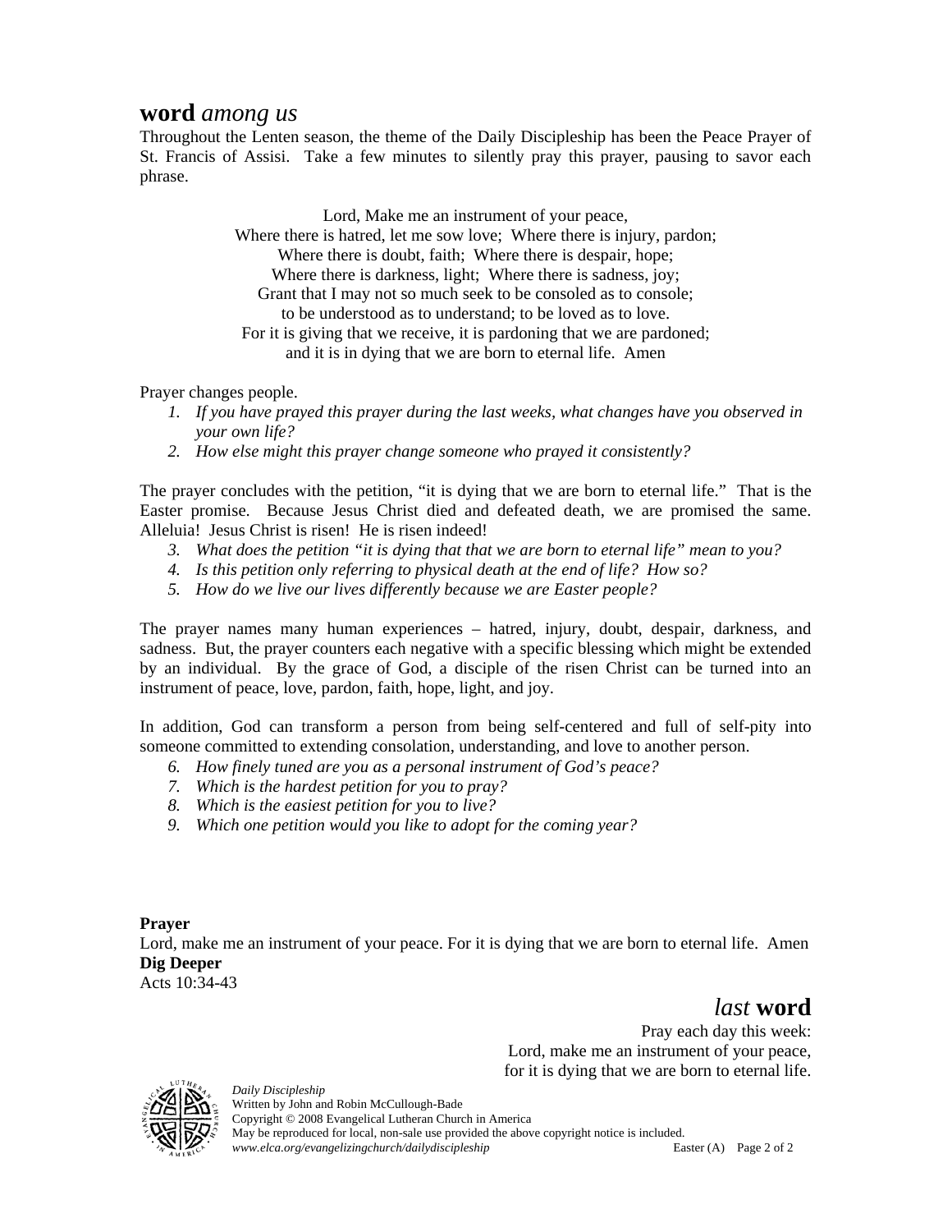## **word** *among us*

Throughout the Lenten season, the theme of the Daily Discipleship has been the Peace Prayer of St. Francis of Assisi. Take a few minutes to silently pray this prayer, pausing to savor each phrase.

Lord, Make me an instrument of your peace,
Where there is hatred, let me sow love; Where there is injury, pardon;
Where there is doubt, faith; Where there is despair, hope;
Where there is darkness, light; Where there is sadness, joy;
Grant that I may not so much seek to be consoled as to console;
to be understood as to understand; to be loved as to love.
For it is giving that we receive, it is pardoning that we are pardoned;
and it is in dying that we are born to eternal life. Amen

Prayer changes people.

1. *If you have prayed this prayer during the last weeks, what changes have you observed in your own life?*
2. *How else might this prayer change someone who prayed it consistently?*

The prayer concludes with the petition, "it is dying that we are born to eternal life." That is the Easter promise. Because Jesus Christ died and defeated death, we are promised the same. Alleluia! Jesus Christ is risen! He is risen indeed!

3. *What does the petition "it is dying that that we are born to eternal life" mean to you?*
4. *Is this petition only referring to physical death at the end of life? How so?*
5. *How do we live our lives differently because we are Easter people?*

The prayer names many human experiences – hatred, injury, doubt, despair, darkness, and sadness. But, the prayer counters each negative with a specific blessing which might be extended by an individual. By the grace of God, a disciple of the risen Christ can be turned into an instrument of peace, love, pardon, faith, hope, light, and joy.

In addition, God can transform a person from being self-centered and full of self-pity into someone committed to extending consolation, understanding, and love to another person.

6. *How finely tuned are you as a personal instrument of God's peace?*
7. *Which is the hardest petition for you to pray?*
8. *Which is the easiest petition for you to live?*
9. *Which one petition would you like to adopt for the coming year?*

**Prayer**
Lord, make me an instrument of your peace. For it is dying that we are born to eternal life. Amen

**Dig Deeper**
Acts 10:34-43

## *last* **word**

Pray each day this week:
Lord, make me an instrument of your peace,
for it is dying that we are born to eternal life.

*Daily Discipleship*
Written by John and Robin McCullough-Bade
Copyright © 2008 Evangelical Lutheran Church in America
May be reproduced for local, non-sale use provided the above copyright notice is included.
*www.elca.org/evangelizingchurch/dailydiscipleship*
Easter (A)